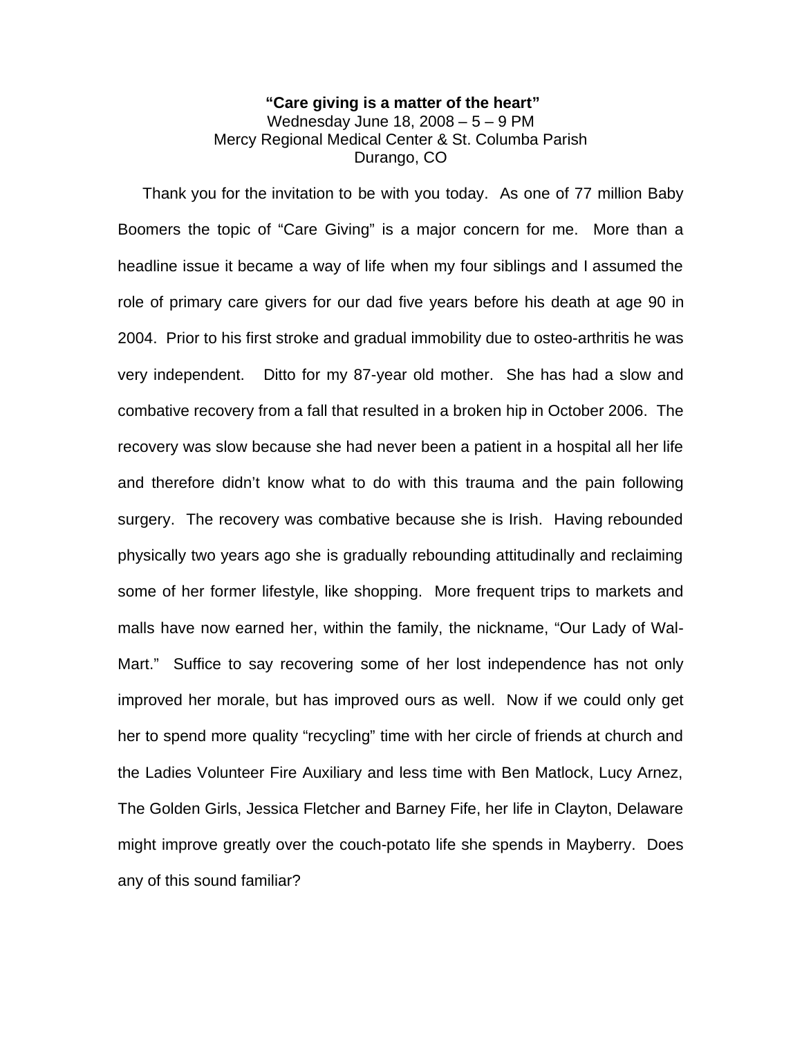**"Care giving is a matter of the heart"**

Wednesday June 18, 2008 – 5 – 9 PM
Mercy Regional Medical Center & St. Columba Parish
Durango, CO

Thank you for the invitation to be with you today. As one of 77 million Baby Boomers the topic of "Care Giving" is a major concern for me. More than a headline issue it became a way of life when my four siblings and I assumed the role of primary care givers for our dad five years before his death at age 90 in 2004. Prior to his first stroke and gradual immobility due to osteo-arthritis he was very independent. Ditto for my 87-year old mother. She has had a slow and combative recovery from a fall that resulted in a broken hip in October 2006. The recovery was slow because she had never been a patient in a hospital all her life and therefore didn't know what to do with this trauma and the pain following surgery. The recovery was combative because she is Irish. Having rebounded physically two years ago she is gradually rebounding attitudinally and reclaiming some of her former lifestyle, like shopping. More frequent trips to markets and malls have now earned her, within the family, the nickname, "Our Lady of Wal-Mart." Suffice to say recovering some of her lost independence has not only improved her morale, but has improved ours as well. Now if we could only get her to spend more quality "recycling" time with her circle of friends at church and the Ladies Volunteer Fire Auxiliary and less time with Ben Matlock, Lucy Arnez, The Golden Girls, Jessica Fletcher and Barney Fife, her life in Clayton, Delaware might improve greatly over the couch-potato life she spends in Mayberry. Does any of this sound familiar?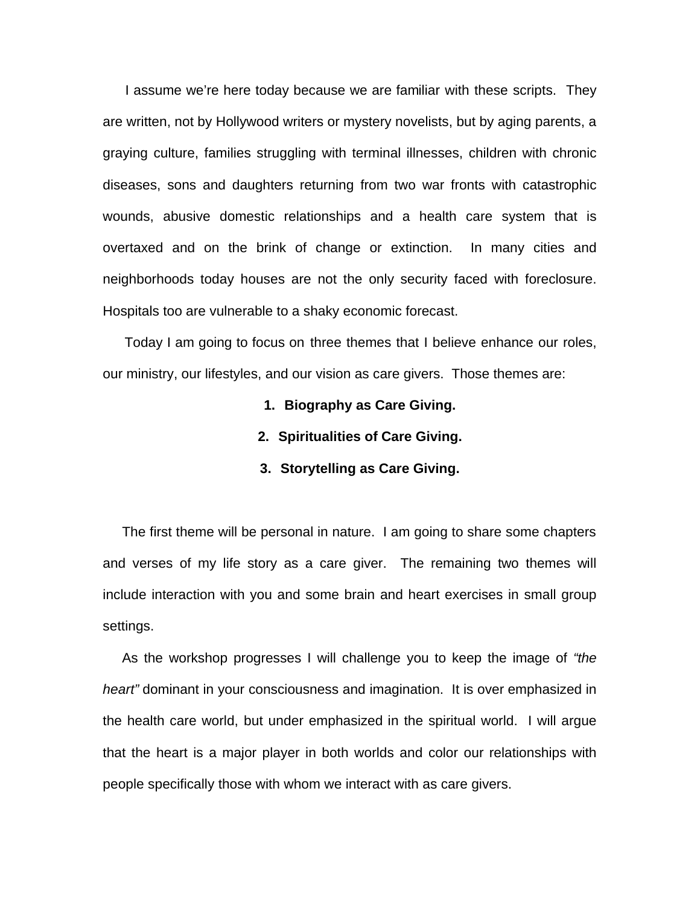I assume we're here today because we are familiar with these scripts. They are written, not by Hollywood writers or mystery novelists, but by aging parents, a graying culture, families struggling with terminal illnesses, children with chronic diseases, sons and daughters returning from two war fronts with catastrophic wounds, abusive domestic relationships and a health care system that is overtaxed and on the brink of change or extinction. In many cities and neighborhoods today houses are not the only security faced with foreclosure. Hospitals too are vulnerable to a shaky economic forecast.

Today I am going to focus on three themes that I believe enhance our roles, our ministry, our lifestyles, and our vision as care givers. Those themes are:

1. **Biography as Care Giving.**
2. **Spiritualities of Care Giving.**
3. **Storytelling as Care Giving.**

The first theme will be personal in nature. I am going to share some chapters and verses of my life story as a care giver. The remaining two themes will include interaction with you and some brain and heart exercises in small group settings.

As the workshop progresses I will challenge you to keep the image of *"the heart"* dominant in your consciousness and imagination. It is over emphasized in the health care world, but under emphasized in the spiritual world. I will argue that the heart is a major player in both worlds and color our relationships with people specifically those with whom we interact with as care givers.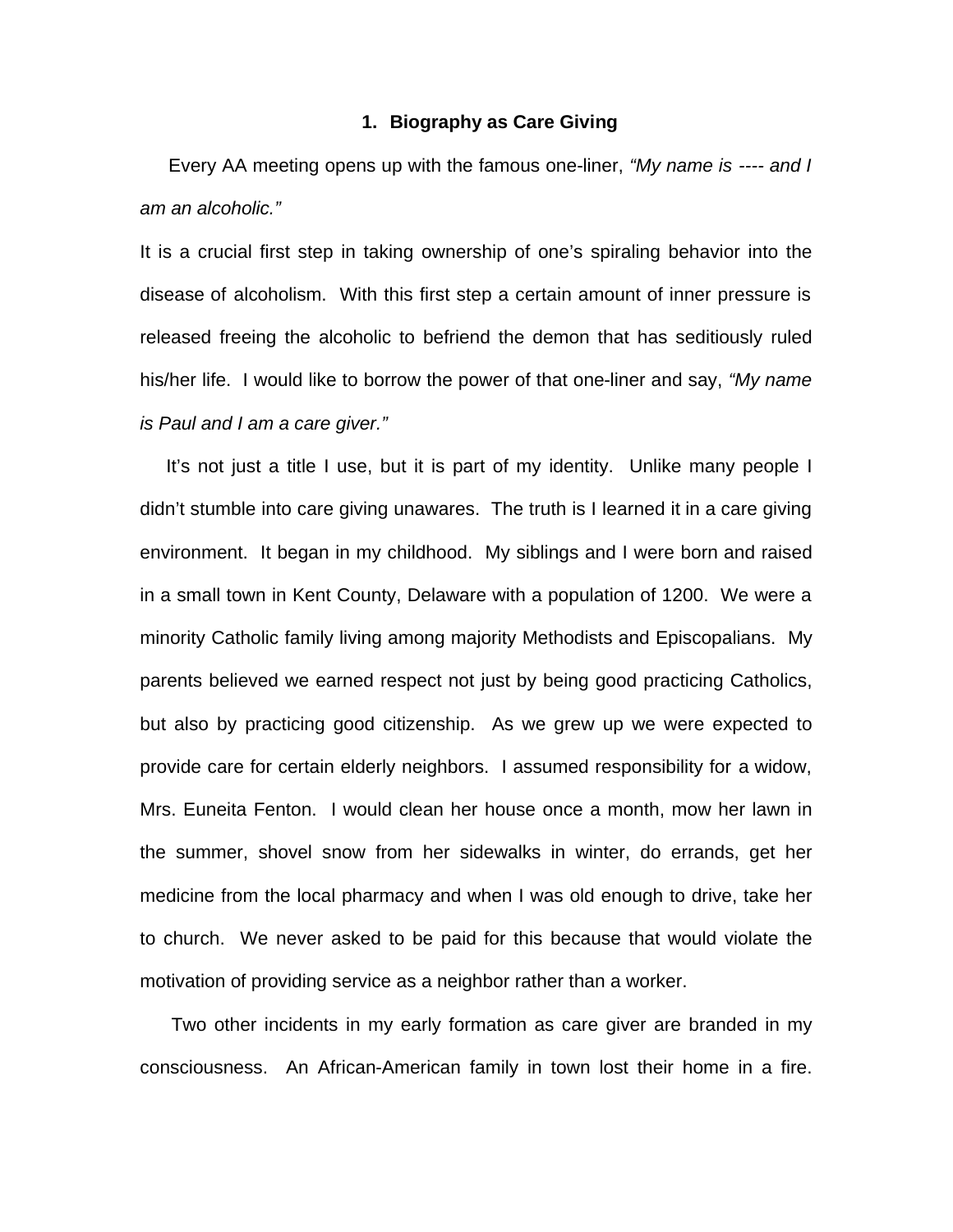## 1. Biography as Care Giving

Every AA meeting opens up with the famous one-liner, *"My name is ---- and I am an alcoholic."*

It is a crucial first step in taking ownership of one's spiraling behavior into the disease of alcoholism. With this first step a certain amount of inner pressure is released freeing the alcoholic to befriend the demon that has seditiously ruled his/her life. I would like to borrow the power of that one-liner and say, *"My name is Paul and I am a care giver."*

It's not just a title I use, but it is part of my identity. Unlike many people I didn't stumble into care giving unawares. The truth is I learned it in a care giving environment. It began in my childhood. My siblings and I were born and raised in a small town in Kent County, Delaware with a population of 1200. We were a minority Catholic family living among majority Methodists and Episcopalians. My parents believed we earned respect not just by being good practicing Catholics, but also by practicing good citizenship. As we grew up we were expected to provide care for certain elderly neighbors. I assumed responsibility for a widow, Mrs. Euneita Fenton. I would clean her house once a month, mow her lawn in the summer, shovel snow from her sidewalks in winter, do errands, get her medicine from the local pharmacy and when I was old enough to drive, take her to church. We never asked to be paid for this because that would violate the motivation of providing service as a neighbor rather than a worker.

Two other incidents in my early formation as care giver are branded in my consciousness. An African-American family in town lost their home in a fire.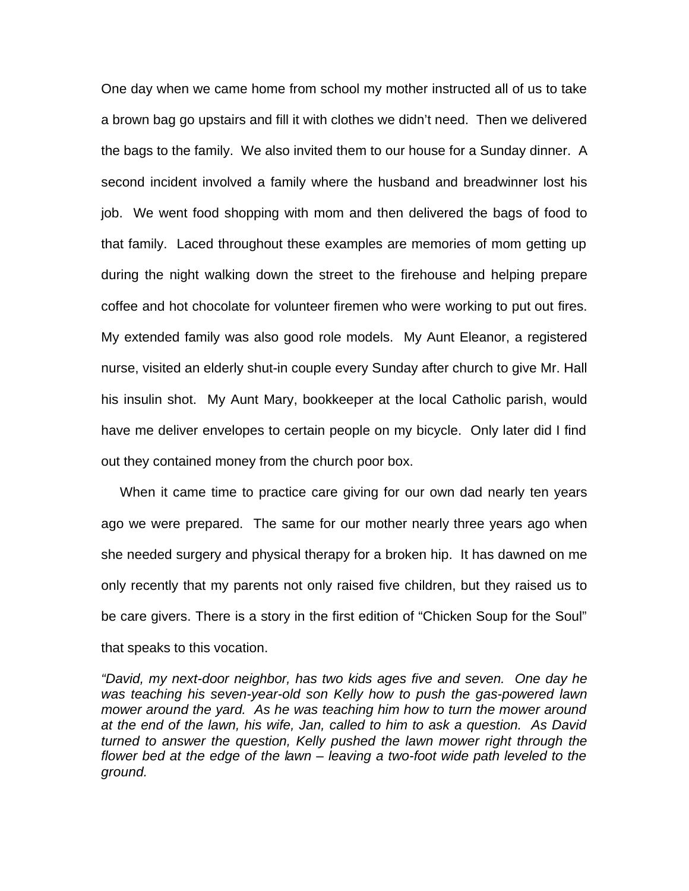One day when we came home from school my mother instructed all of us to take a brown bag go upstairs and fill it with clothes we didn't need. Then we delivered the bags to the family. We also invited them to our house for a Sunday dinner. A second incident involved a family where the husband and breadwinner lost his job. We went food shopping with mom and then delivered the bags of food to that family. Laced throughout these examples are memories of mom getting up during the night walking down the street to the firehouse and helping prepare coffee and hot chocolate for volunteer firemen who were working to put out fires. My extended family was also good role models. My Aunt Eleanor, a registered nurse, visited an elderly shut-in couple every Sunday after church to give Mr. Hall his insulin shot. My Aunt Mary, bookkeeper at the local Catholic parish, would have me deliver envelopes to certain people on my bicycle. Only later did I find out they contained money from the church poor box.

When it came time to practice care giving for our own dad nearly ten years ago we were prepared. The same for our mother nearly three years ago when she needed surgery and physical therapy for a broken hip. It has dawned on me only recently that my parents not only raised five children, but they raised us to be care givers. There is a story in the first edition of "Chicken Soup for the Soul" that speaks to this vocation.

*"David, my next-door neighbor, has two kids ages five and seven. One day he was teaching his seven-year-old son Kelly how to push the gas-powered lawn mower around the yard. As he was teaching him how to turn the mower around at the end of the lawn, his wife, Jan, called to him to ask a question. As David turned to answer the question, Kelly pushed the lawn mower right through the flower bed at the edge of the lawn – leaving a two-foot wide path leveled to the ground.*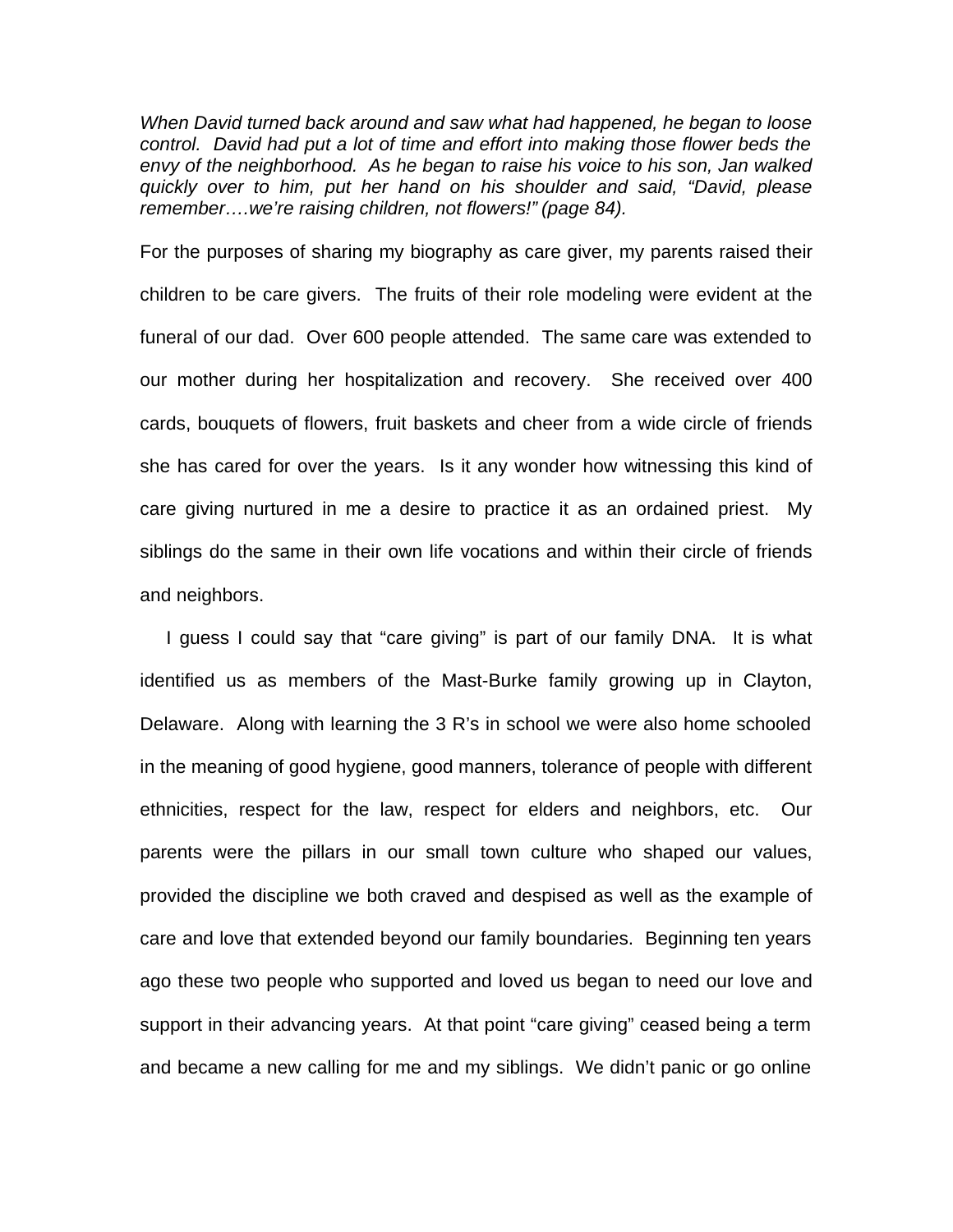*When David turned back around and saw what had happened, he began to loose control. David had put a lot of time and effort into making those flower beds the envy of the neighborhood. As he began to raise his voice to his son, Jan walked quickly over to him, put her hand on his shoulder and said, "David, please remember….we're raising children, not flowers!" (page 84).*

For the purposes of sharing my biography as care giver, my parents raised their children to be care givers. The fruits of their role modeling were evident at the funeral of our dad. Over 600 people attended. The same care was extended to our mother during her hospitalization and recovery. She received over 400 cards, bouquets of flowers, fruit baskets and cheer from a wide circle of friends she has cared for over the years. Is it any wonder how witnessing this kind of care giving nurtured in me a desire to practice it as an ordained priest. My siblings do the same in their own life vocations and within their circle of friends and neighbors.

I guess I could say that "care giving" is part of our family DNA. It is what identified us as members of the Mast-Burke family growing up in Clayton, Delaware. Along with learning the 3 R's in school we were also home schooled in the meaning of good hygiene, good manners, tolerance of people with different ethnicities, respect for the law, respect for elders and neighbors, etc. Our parents were the pillars in our small town culture who shaped our values, provided the discipline we both craved and despised as well as the example of care and love that extended beyond our family boundaries. Beginning ten years ago these two people who supported and loved us began to need our love and support in their advancing years. At that point "care giving" ceased being a term and became a new calling for me and my siblings. We didn't panic or go online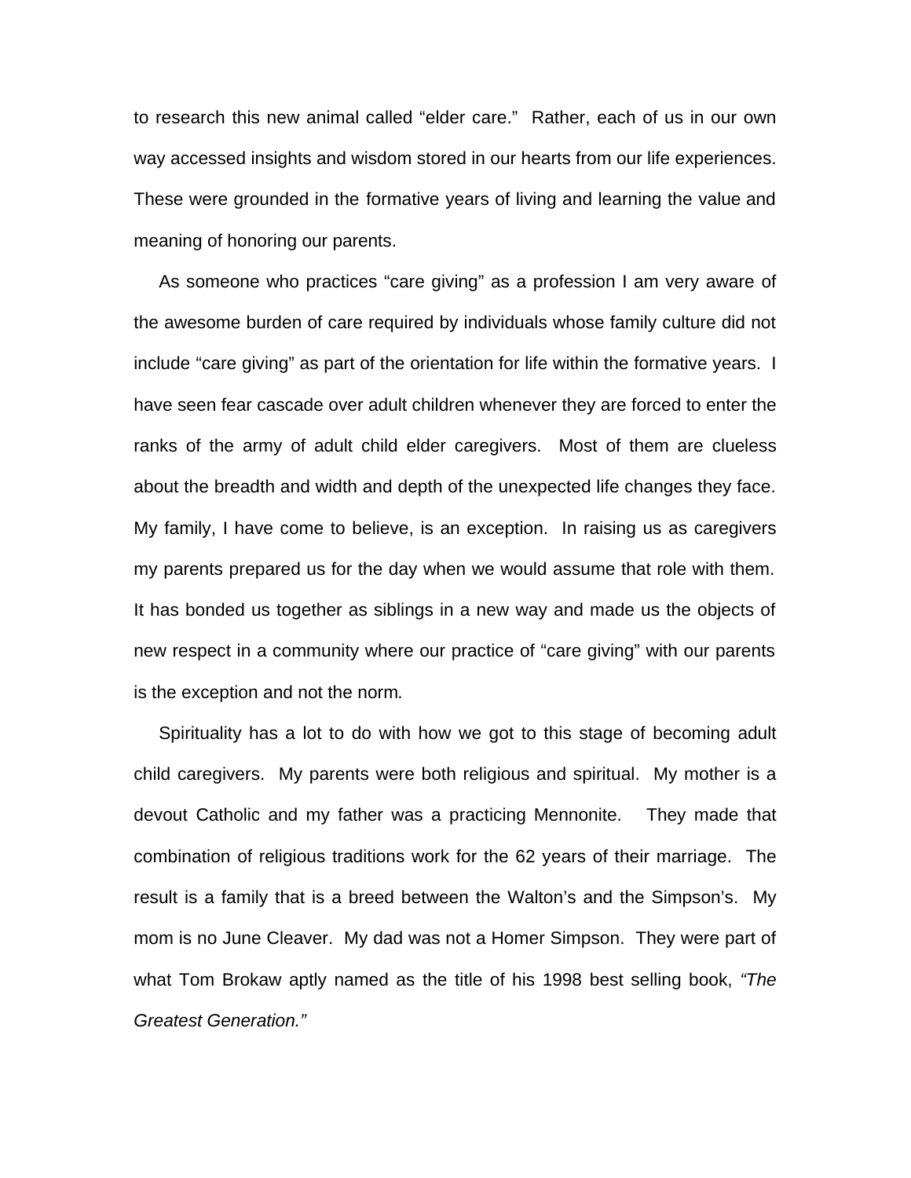to research this new animal called "elder care." Rather, each of us in our own way accessed insights and wisdom stored in our hearts from our life experiences. These were grounded in the formative years of living and learning the value and meaning of honoring our parents.

As someone who practices "care giving" as a profession I am very aware of the awesome burden of care required by individuals whose family culture did not include "care giving" as part of the orientation for life within the formative years. I have seen fear cascade over adult children whenever they are forced to enter the ranks of the army of adult child elder caregivers. Most of them are clueless about the breadth and width and depth of the unexpected life changes they face. My family, I have come to believe, is an exception. In raising us as caregivers my parents prepared us for the day when we would assume that role with them. It has bonded us together as siblings in a new way and made us the objects of new respect in a community where our practice of "care giving" with our parents is the exception and not the norm.

Spirituality has a lot to do with how we got to this stage of becoming adult child caregivers. My parents were both religious and spiritual. My mother is a devout Catholic and my father was a practicing Mennonite. They made that combination of religious traditions work for the 62 years of their marriage. The result is a family that is a breed between the Walton's and the Simpson's. My mom is no June Cleaver. My dad was not a Homer Simpson. They were part of what Tom Brokaw aptly named as the title of his 1998 best selling book, *"The Greatest Generation."*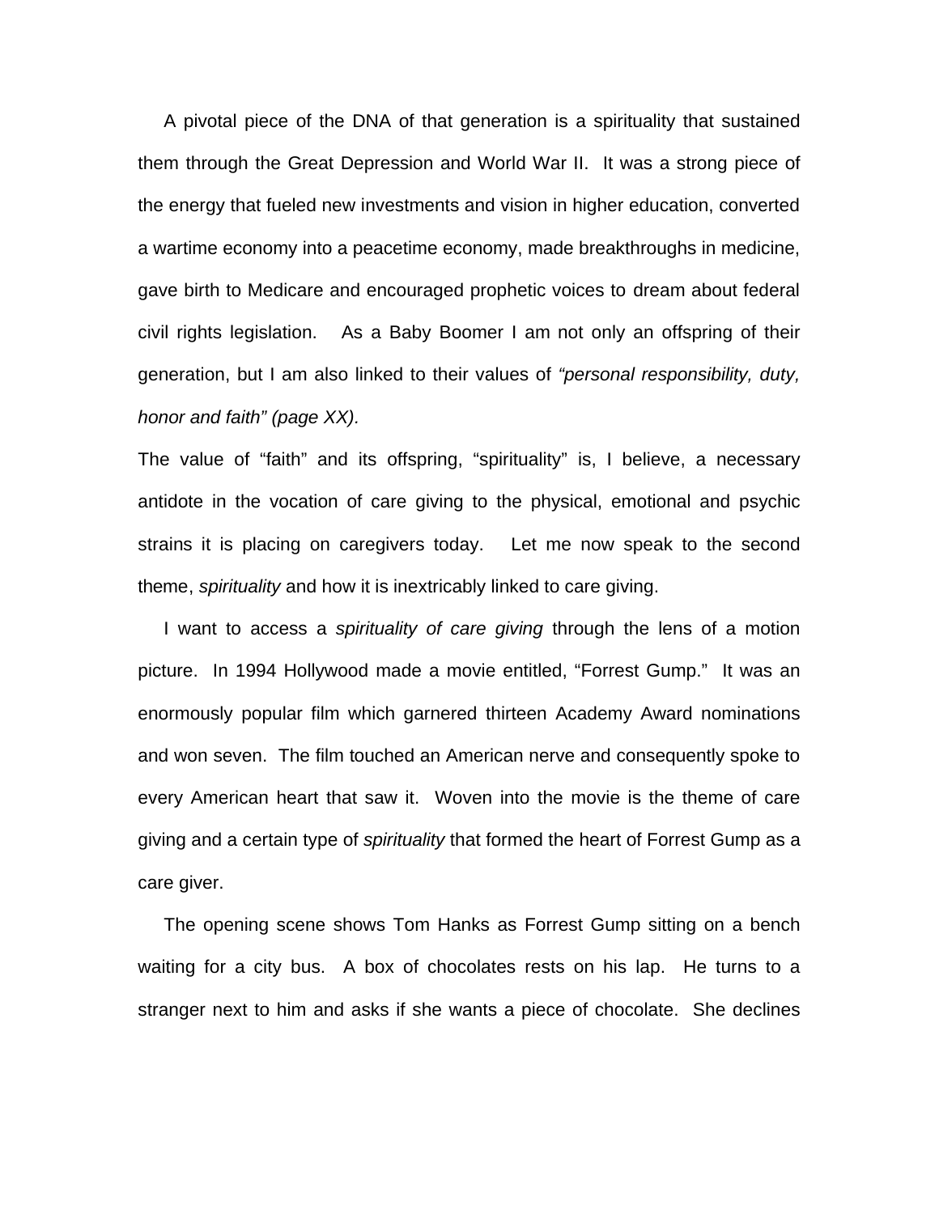A pivotal piece of the DNA of that generation is a spirituality that sustained them through the Great Depression and World War II. It was a strong piece of the energy that fueled new investments and vision in higher education, converted a wartime economy into a peacetime economy, made breakthroughs in medicine, gave birth to Medicare and encouraged prophetic voices to dream about federal civil rights legislation. As a Baby Boomer I am not only an offspring of their generation, but I am also linked to their values of *"personal responsibility, duty, honor and faith" (page XX).*

The value of "faith" and its offspring, "spirituality" is, I believe, a necessary antidote in the vocation of care giving to the physical, emotional and psychic strains it is placing on caregivers today. Let me now speak to the second theme, *spirituality* and how it is inextricably linked to care giving.

I want to access a *spirituality of care giving* through the lens of a motion picture. In 1994 Hollywood made a movie entitled, "Forrest Gump." It was an enormously popular film which garnered thirteen Academy Award nominations and won seven. The film touched an American nerve and consequently spoke to every American heart that saw it. Woven into the movie is the theme of care giving and a certain type of *spirituality* that formed the heart of Forrest Gump as a care giver.

The opening scene shows Tom Hanks as Forrest Gump sitting on a bench waiting for a city bus. A box of chocolates rests on his lap. He turns to a stranger next to him and asks if she wants a piece of chocolate. She declines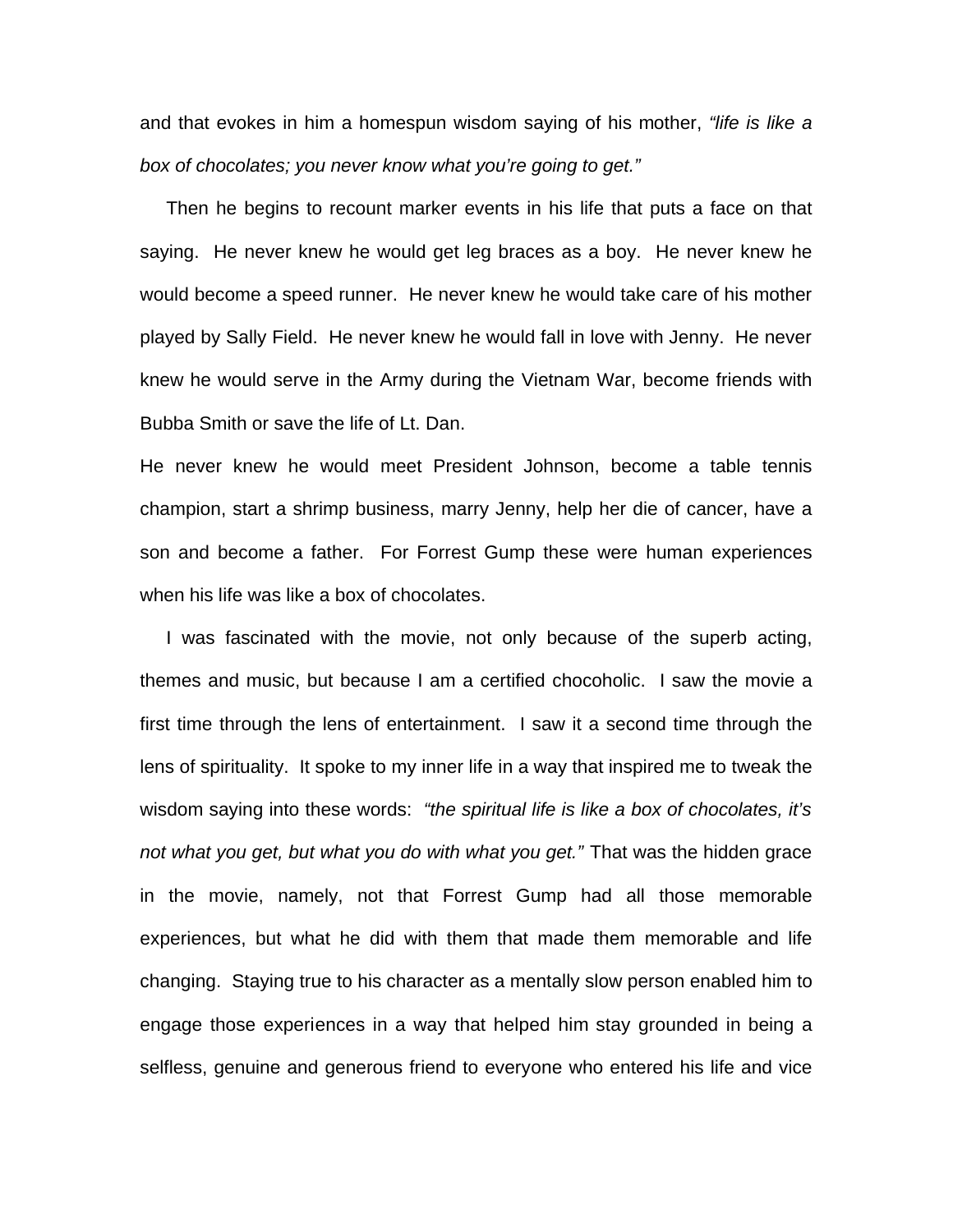and that evokes in him a homespun wisdom saying of his mother, *"life is like a box of chocolates; you never know what you're going to get."*

Then he begins to recount marker events in his life that puts a face on that saying. He never knew he would get leg braces as a boy. He never knew he would become a speed runner. He never knew he would take care of his mother played by Sally Field. He never knew he would fall in love with Jenny. He never knew he would serve in the Army during the Vietnam War, become friends with Bubba Smith or save the life of Lt. Dan.

He never knew he would meet President Johnson, become a table tennis champion, start a shrimp business, marry Jenny, help her die of cancer, have a son and become a father. For Forrest Gump these were human experiences when his life was like a box of chocolates.

I was fascinated with the movie, not only because of the superb acting, themes and music, but because I am a certified chocoholic. I saw the movie a first time through the lens of entertainment. I saw it a second time through the lens of spirituality. It spoke to my inner life in a way that inspired me to tweak the wisdom saying into these words: *"the spiritual life is like a box of chocolates, it's not what you get, but what you do with what you get."* That was the hidden grace in the movie, namely, not that Forrest Gump had all those memorable experiences, but what he did with them that made them memorable and life changing. Staying true to his character as a mentally slow person enabled him to engage those experiences in a way that helped him stay grounded in being a selfless, genuine and generous friend to everyone who entered his life and vice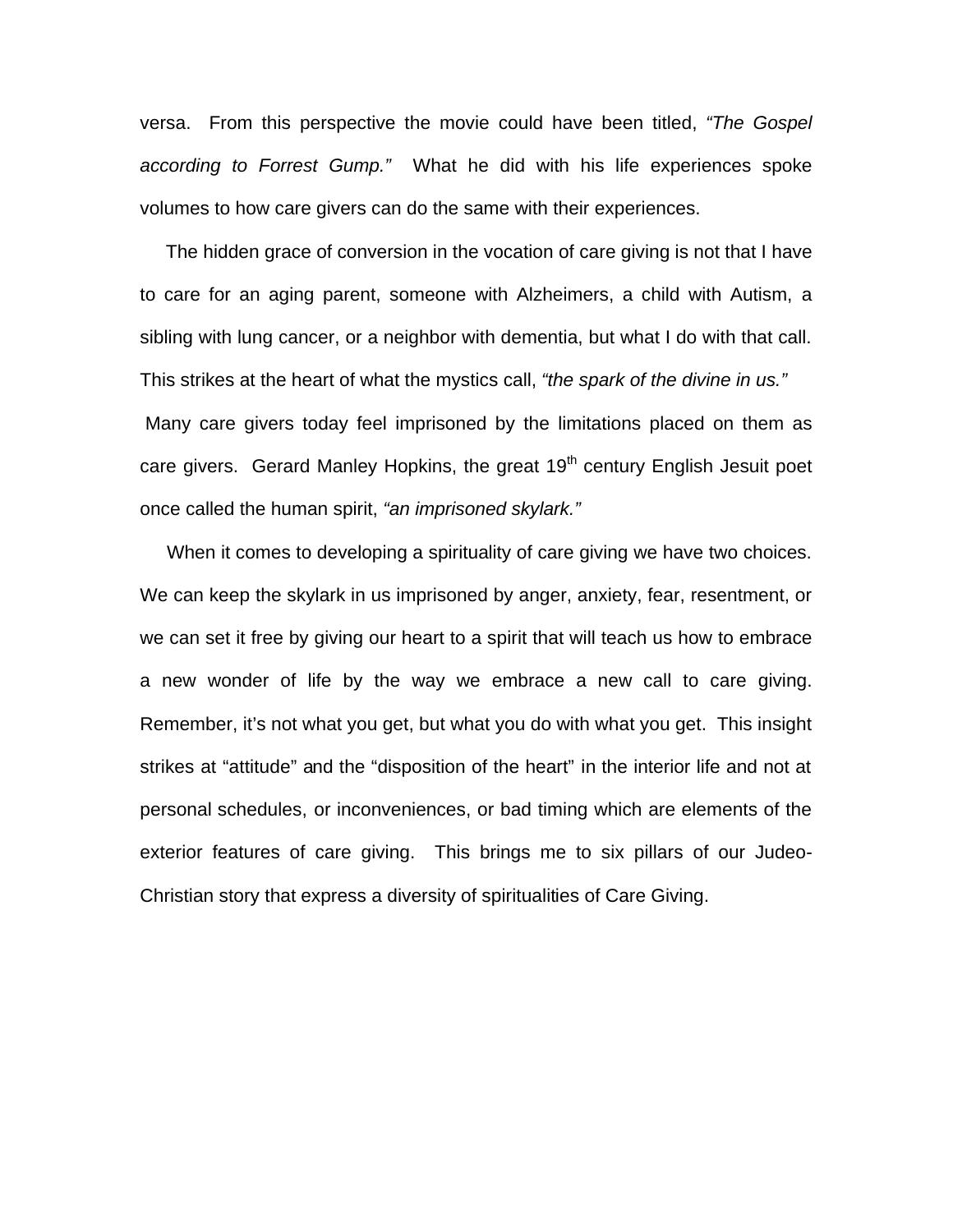versa. From this perspective the movie could have been titled, *"The Gospel according to Forrest Gump."* What he did with his life experiences spoke volumes to how care givers can do the same with their experiences.

The hidden grace of conversion in the vocation of care giving is not that I have to care for an aging parent, someone with Alzheimers, a child with Autism, a sibling with lung cancer, or a neighbor with dementia, but what I do with that call. This strikes at the heart of what the mystics call, *"the spark of the divine in us."*

Many care givers today feel imprisoned by the limitations placed on them as care givers. Gerard Manley Hopkins, the great 19th century English Jesuit poet once called the human spirit, *"an imprisoned skylark."*

When it comes to developing a spirituality of care giving we have two choices. We can keep the skylark in us imprisoned by anger, anxiety, fear, resentment, or we can set it free by giving our heart to a spirit that will teach us how to embrace a new wonder of life by the way we embrace a new call to care giving. Remember, it's not what you get, but what you do with what you get. This insight strikes at "attitude" and the "disposition of the heart" in the interior life and not at personal schedules, or inconveniences, or bad timing which are elements of the exterior features of care giving. This brings me to six pillars of our Judeo-Christian story that express a diversity of spiritualities of Care Giving.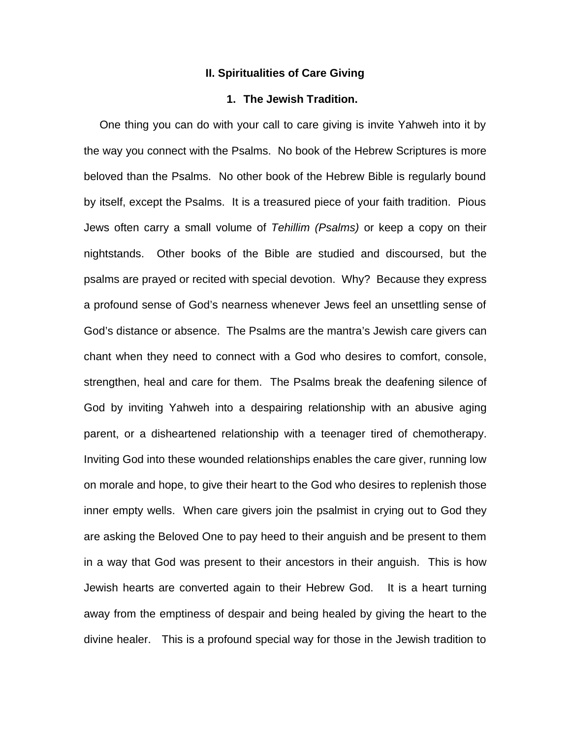## II. Spiritualities of Care Giving

### 1. The Jewish Tradition.

One thing you can do with your call to care giving is invite Yahweh into it by the way you connect with the Psalms. No book of the Hebrew Scriptures is more beloved than the Psalms. No other book of the Hebrew Bible is regularly bound by itself, except the Psalms. It is a treasured piece of your faith tradition. Pious Jews often carry a small volume of *Tehillim (Psalms)* or keep a copy on their nightstands. Other books of the Bible are studied and discoursed, but the psalms are prayed or recited with special devotion. Why? Because they express a profound sense of God's nearness whenever Jews feel an unsettling sense of God's distance or absence. The Psalms are the mantra's Jewish care givers can chant when they need to connect with a God who desires to comfort, console, strengthen, heal and care for them. The Psalms break the deafening silence of God by inviting Yahweh into a despairing relationship with an abusive aging parent, or a disheartened relationship with a teenager tired of chemotherapy. Inviting God into these wounded relationships enables the care giver, running low on morale and hope, to give their heart to the God who desires to replenish those inner empty wells. When care givers join the psalmist in crying out to God they are asking the Beloved One to pay heed to their anguish and be present to them in a way that God was present to their ancestors in their anguish. This is how Jewish hearts are converted again to their Hebrew God. It is a heart turning away from the emptiness of despair and being healed by giving the heart to the divine healer. This is a profound special way for those in the Jewish tradition to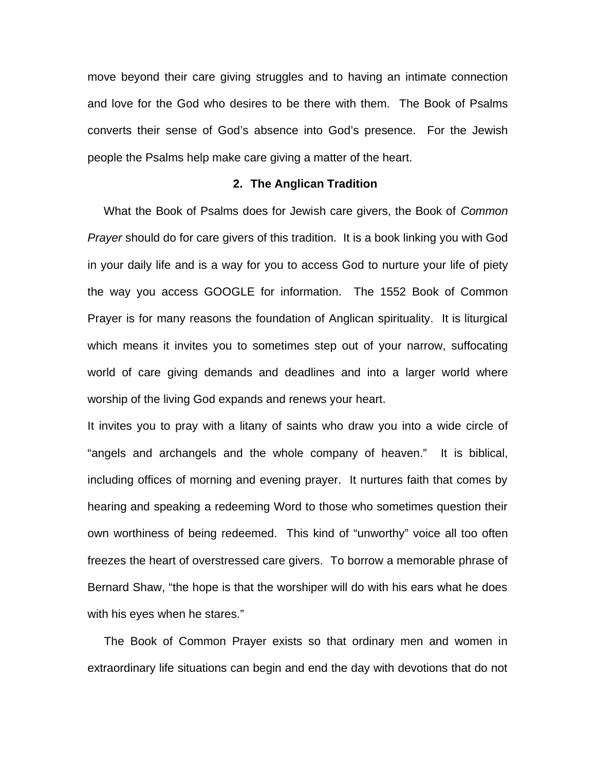move beyond their care giving struggles and to having an intimate connection and love for the God who desires to be there with them. The Book of Psalms converts their sense of God's absence into God's presence. For the Jewish people the Psalms help make care giving a matter of the heart.

### 2. The Anglican Tradition

What the Book of Psalms does for Jewish care givers, the Book of *Common Prayer* should do for care givers of this tradition. It is a book linking you with God in your daily life and is a way for you to access God to nurture your life of piety the way you access GOOGLE for information. The 1552 Book of Common Prayer is for many reasons the foundation of Anglican spirituality. It is liturgical which means it invites you to sometimes step out of your narrow, suffocating world of care giving demands and deadlines and into a larger world where worship of the living God expands and renews your heart.

It invites you to pray with a litany of saints who draw you into a wide circle of "angels and archangels and the whole company of heaven." It is biblical, including offices of morning and evening prayer. It nurtures faith that comes by hearing and speaking a redeeming Word to those who sometimes question their own worthiness of being redeemed. This kind of "unworthy" voice all too often freezes the heart of overstressed care givers. To borrow a memorable phrase of Bernard Shaw, "the hope is that the worshiper will do with his ears what he does with his eyes when he stares."

The Book of Common Prayer exists so that ordinary men and women in extraordinary life situations can begin and end the day with devotions that do not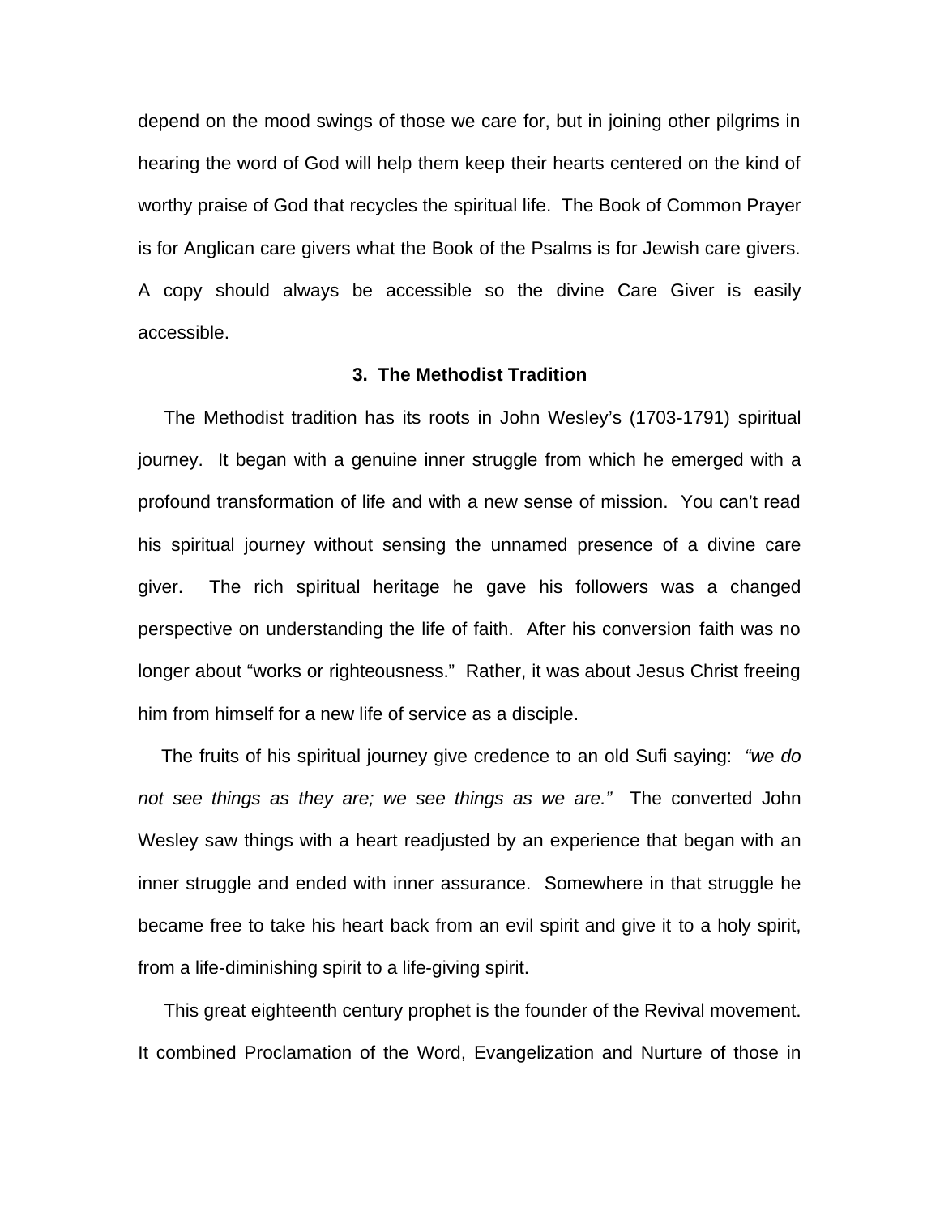depend on the mood swings of those we care for, but in joining other pilgrims in hearing the word of God will help them keep their hearts centered on the kind of worthy praise of God that recycles the spiritual life. The Book of Common Prayer is for Anglican care givers what the Book of the Psalms is for Jewish care givers. A copy should always be accessible so the divine Care Giver is easily accessible.

### 3. The Methodist Tradition

The Methodist tradition has its roots in John Wesley's (1703-1791) spiritual journey. It began with a genuine inner struggle from which he emerged with a profound transformation of life and with a new sense of mission. You can't read his spiritual journey without sensing the unnamed presence of a divine care giver. The rich spiritual heritage he gave his followers was a changed perspective on understanding the life of faith. After his conversion faith was no longer about "works or righteousness." Rather, it was about Jesus Christ freeing him from himself for a new life of service as a disciple.

The fruits of his spiritual journey give credence to an old Sufi saying: *"we do not see things as they are; we see things as we are."* The converted John Wesley saw things with a heart readjusted by an experience that began with an inner struggle and ended with inner assurance. Somewhere in that struggle he became free to take his heart back from an evil spirit and give it to a holy spirit, from a life-diminishing spirit to a life-giving spirit.

This great eighteenth century prophet is the founder of the Revival movement. It combined Proclamation of the Word, Evangelization and Nurture of those in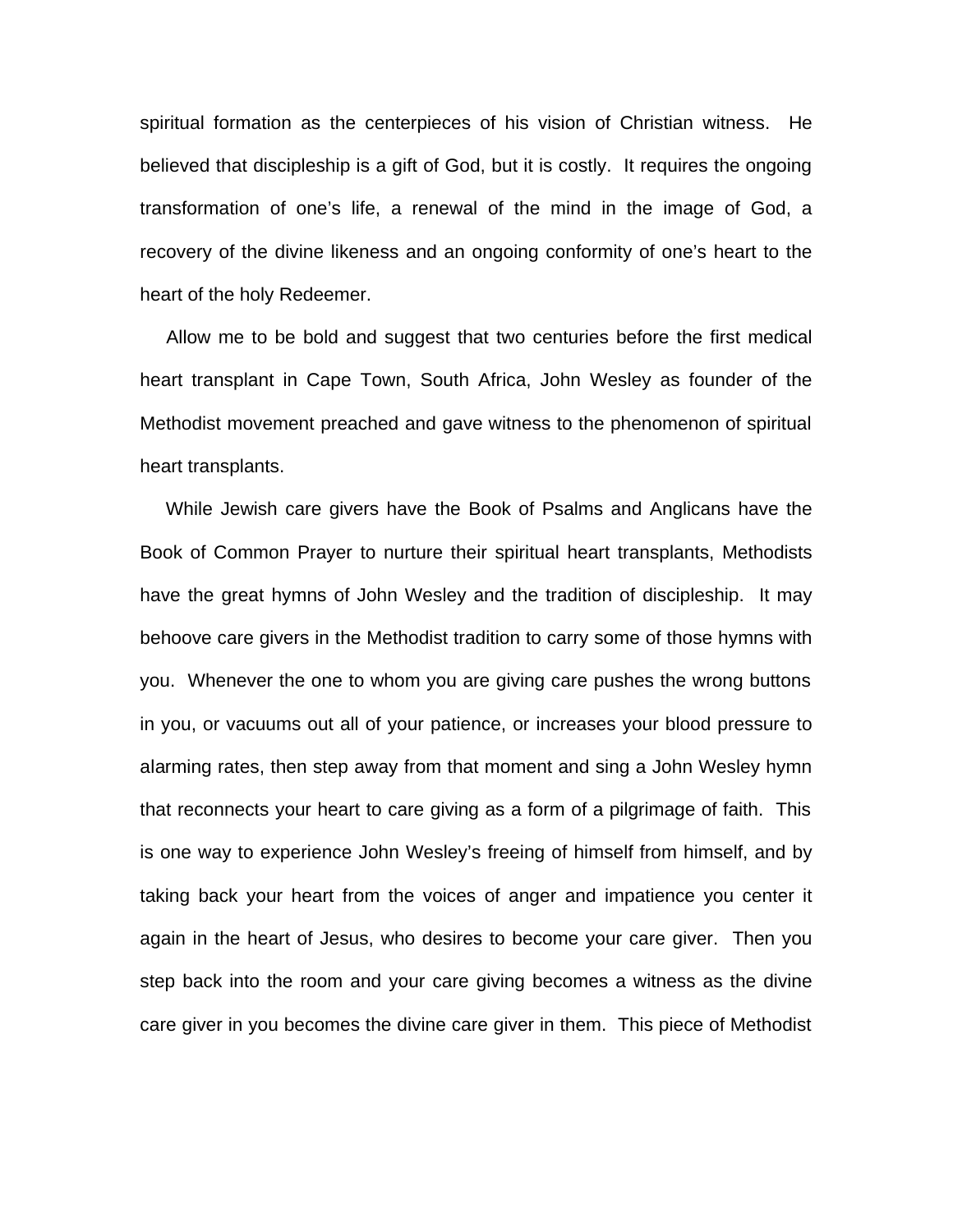spiritual formation as the centerpieces of his vision of Christian witness. He believed that discipleship is a gift of God, but it is costly. It requires the ongoing transformation of one's life, a renewal of the mind in the image of God, a recovery of the divine likeness and an ongoing conformity of one's heart to the heart of the holy Redeemer.

Allow me to be bold and suggest that two centuries before the first medical heart transplant in Cape Town, South Africa, John Wesley as founder of the Methodist movement preached and gave witness to the phenomenon of spiritual heart transplants.

While Jewish care givers have the Book of Psalms and Anglicans have the Book of Common Prayer to nurture their spiritual heart transplants, Methodists have the great hymns of John Wesley and the tradition of discipleship. It may behoove care givers in the Methodist tradition to carry some of those hymns with you. Whenever the one to whom you are giving care pushes the wrong buttons in you, or vacuums out all of your patience, or increases your blood pressure to alarming rates, then step away from that moment and sing a John Wesley hymn that reconnects your heart to care giving as a form of a pilgrimage of faith. This is one way to experience John Wesley's freeing of himself from himself, and by taking back your heart from the voices of anger and impatience you center it again in the heart of Jesus, who desires to become your care giver. Then you step back into the room and your care giving becomes a witness as the divine care giver in you becomes the divine care giver in them. This piece of Methodist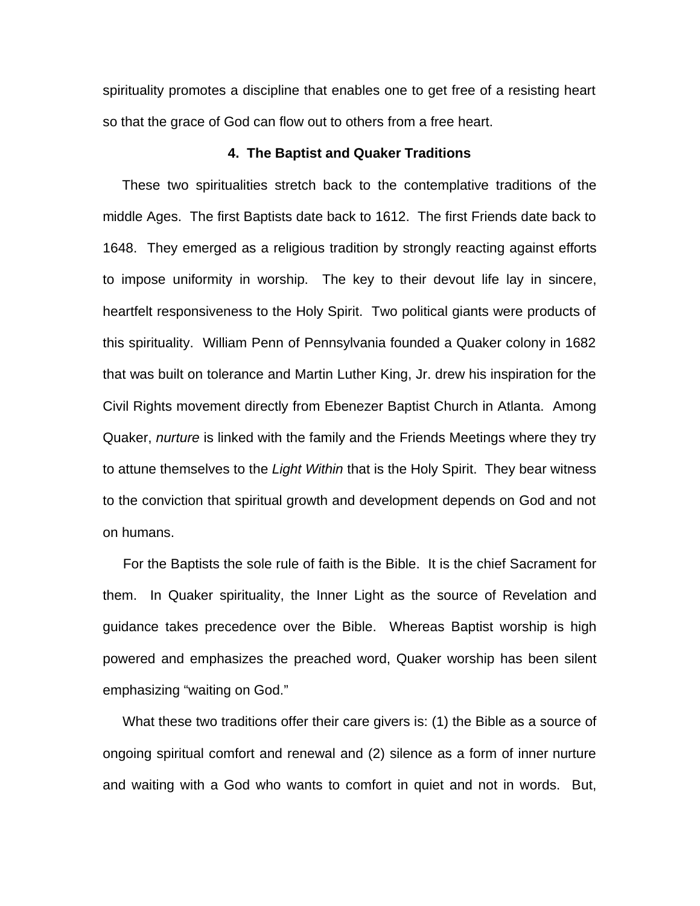spirituality promotes a discipline that enables one to get free of a resisting heart so that the grace of God can flow out to others from a free heart.

### 4. The Baptist and Quaker Traditions

These two spiritualities stretch back to the contemplative traditions of the middle Ages. The first Baptists date back to 1612. The first Friends date back to 1648. They emerged as a religious tradition by strongly reacting against efforts to impose uniformity in worship. The key to their devout life lay in sincere, heartfelt responsiveness to the Holy Spirit. Two political giants were products of this spirituality. William Penn of Pennsylvania founded a Quaker colony in 1682 that was built on tolerance and Martin Luther King, Jr. drew his inspiration for the Civil Rights movement directly from Ebenezer Baptist Church in Atlanta. Among Quaker, *nurture* is linked with the family and the Friends Meetings where they try to attune themselves to the *Light Within* that is the Holy Spirit. They bear witness to the conviction that spiritual growth and development depends on God and not on humans.

For the Baptists the sole rule of faith is the Bible. It is the chief Sacrament for them. In Quaker spirituality, the Inner Light as the source of Revelation and guidance takes precedence over the Bible. Whereas Baptist worship is high powered and emphasizes the preached word, Quaker worship has been silent emphasizing "waiting on God."

What these two traditions offer their care givers is: (1) the Bible as a source of ongoing spiritual comfort and renewal and (2) silence as a form of inner nurture and waiting with a God who wants to comfort in quiet and not in words. But,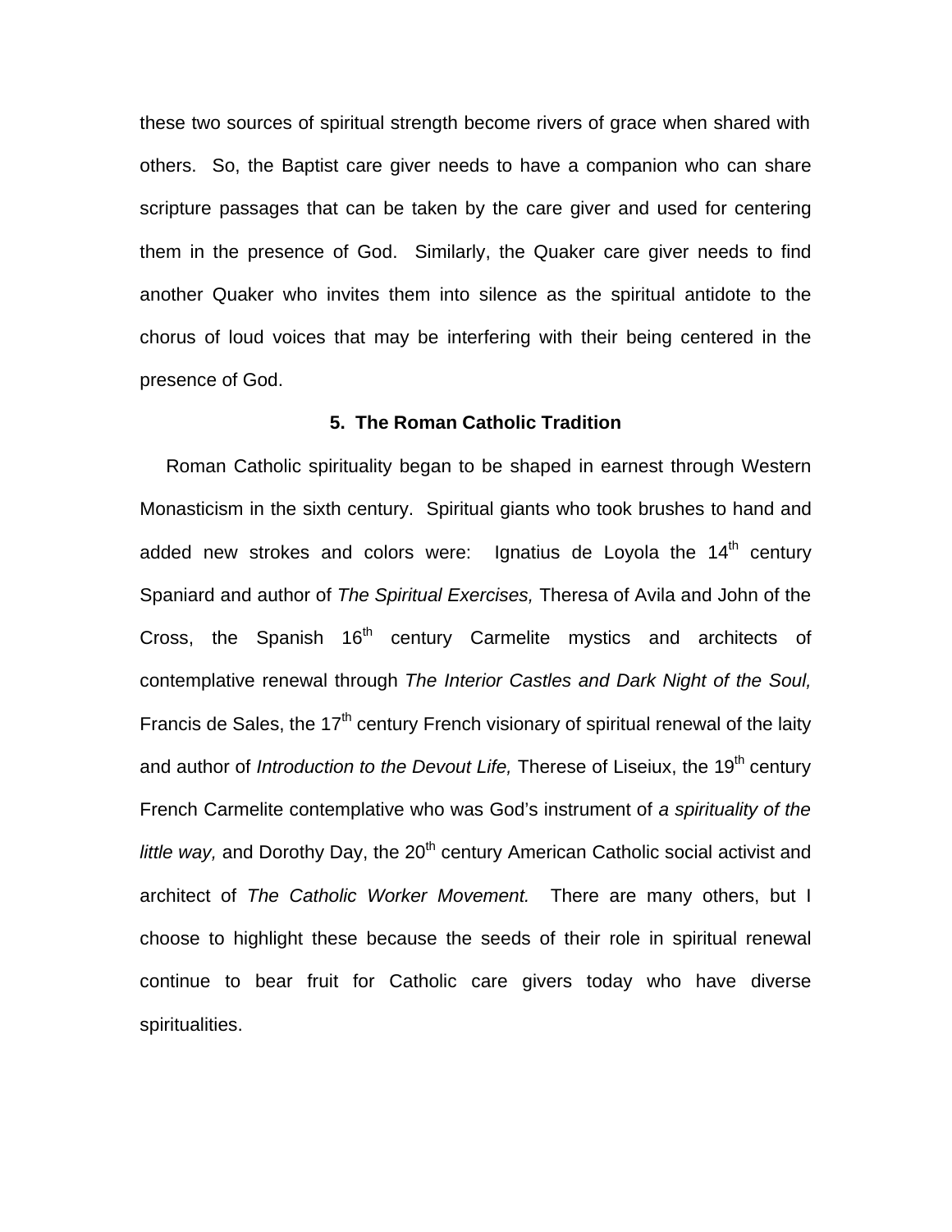these two sources of spiritual strength become rivers of grace when shared with others. So, the Baptist care giver needs to have a companion who can share scripture passages that can be taken by the care giver and used for centering them in the presence of God. Similarly, the Quaker care giver needs to find another Quaker who invites them into silence as the spiritual antidote to the chorus of loud voices that may be interfering with their being centered in the presence of God.

### 5. The Roman Catholic Tradition

Roman Catholic spirituality began to be shaped in earnest through Western Monasticism in the sixth century. Spiritual giants who took brushes to hand and added new strokes and colors were: Ignatius de Loyola the 14th century Spaniard and author of *The Spiritual Exercises,* Theresa of Avila and John of the Cross, the Spanish 16th century Carmelite mystics and architects of contemplative renewal through *The Interior Castles and Dark Night of the Soul,* Francis de Sales, the 17th century French visionary of spiritual renewal of the laity and author of *Introduction to the Devout Life,* Therese of Liseiux, the 19th century French Carmelite contemplative who was God's instrument of *a spirituality of the little way,* and Dorothy Day, the 20th century American Catholic social activist and architect of *The Catholic Worker Movement.* There are many others, but I choose to highlight these because the seeds of their role in spiritual renewal continue to bear fruit for Catholic care givers today who have diverse spiritualities.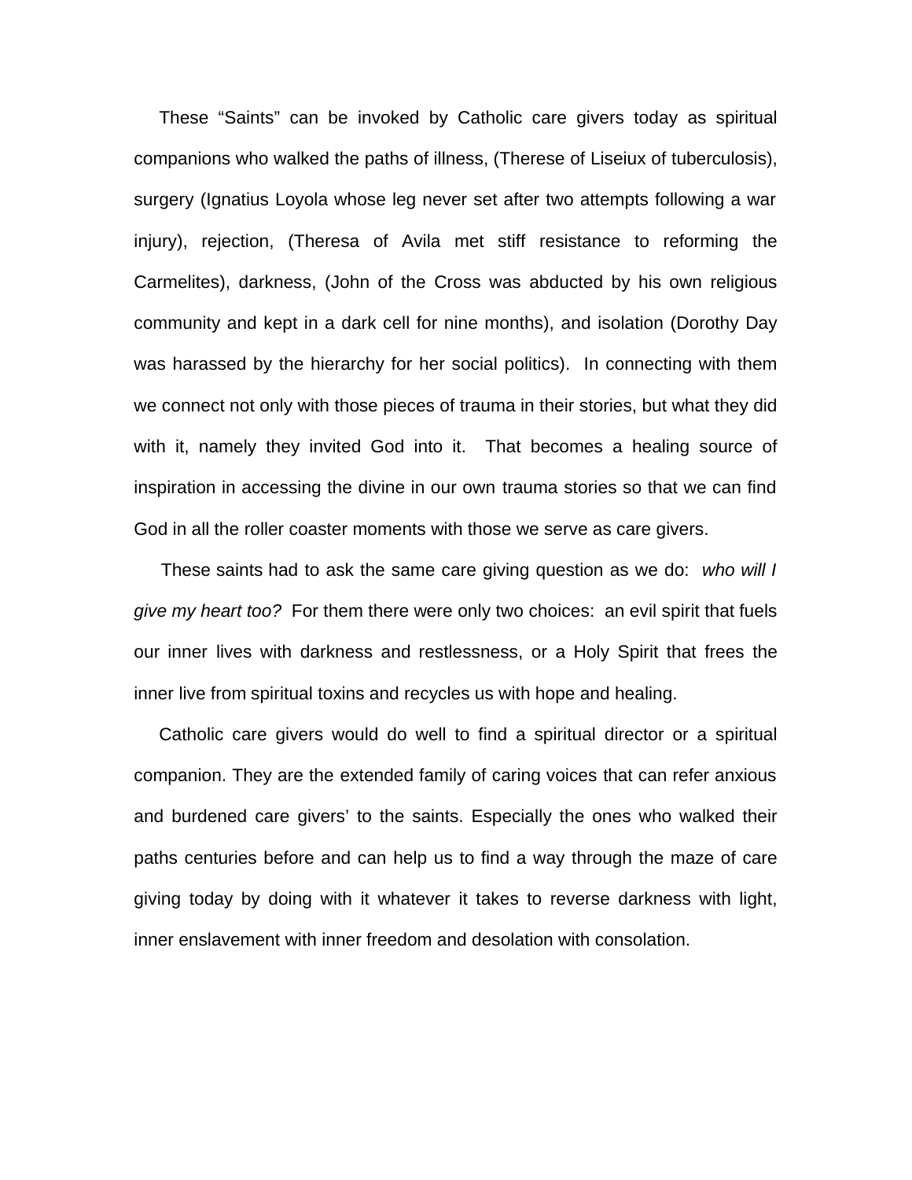These “Saints” can be invoked by Catholic care givers today as spiritual companions who walked the paths of illness, (Therese of Liseiux of tuberculosis), surgery (Ignatius Loyola whose leg never set after two attempts following a war injury), rejection, (Theresa of Avila met stiff resistance to reforming the Carmelites), darkness, (John of the Cross was abducted by his own religious community and kept in a dark cell for nine months), and isolation (Dorothy Day was harassed by the hierarchy for her social politics). In connecting with them we connect not only with those pieces of trauma in their stories, but what they did with it, namely they invited God into it. That becomes a healing source of inspiration in accessing the divine in our own trauma stories so that we can find God in all the roller coaster moments with those we serve as care givers.

These saints had to ask the same care giving question as we do: *who will I give my heart too?* For them there were only two choices: an evil spirit that fuels our inner lives with darkness and restlessness, or a Holy Spirit that frees the inner live from spiritual toxins and recycles us with hope and healing.

Catholic care givers would do well to find a spiritual director or a spiritual companion. They are the extended family of caring voices that can refer anxious and burdened care givers’ to the saints. Especially the ones who walked their paths centuries before and can help us to find a way through the maze of care giving today by doing with it whatever it takes to reverse darkness with light, inner enslavement with inner freedom and desolation with consolation.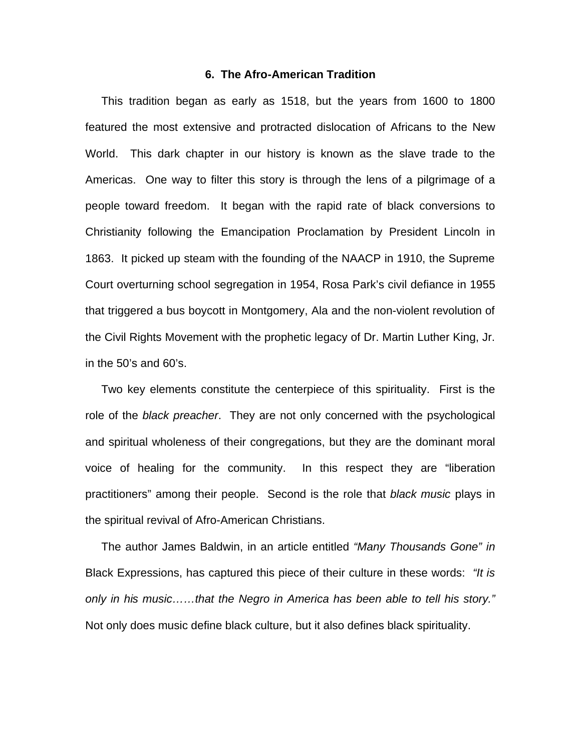## 6. The Afro-American Tradition

This tradition began as early as 1518, but the years from 1600 to 1800 featured the most extensive and protracted dislocation of Africans to the New World. This dark chapter in our history is known as the slave trade to the Americas. One way to filter this story is through the lens of a pilgrimage of a people toward freedom. It began with the rapid rate of black conversions to Christianity following the Emancipation Proclamation by President Lincoln in 1863. It picked up steam with the founding of the NAACP in 1910, the Supreme Court overturning school segregation in 1954, Rosa Park's civil defiance in 1955 that triggered a bus boycott in Montgomery, Ala and the non-violent revolution of the Civil Rights Movement with the prophetic legacy of Dr. Martin Luther King, Jr. in the 50's and 60's.

Two key elements constitute the centerpiece of this spirituality. First is the role of the *black preacher*. They are not only concerned with the psychological and spiritual wholeness of their congregations, but they are the dominant moral voice of healing for the community. In this respect they are "liberation practitioners" among their people. Second is the role that *black music* plays in the spiritual revival of Afro-American Christians.

The author James Baldwin, in an article entitled *"Many Thousands Gone" in* Black Expressions, has captured this piece of their culture in these words: *"It is only in his music……that the Negro in America has been able to tell his story."* Not only does music define black culture, but it also defines black spirituality.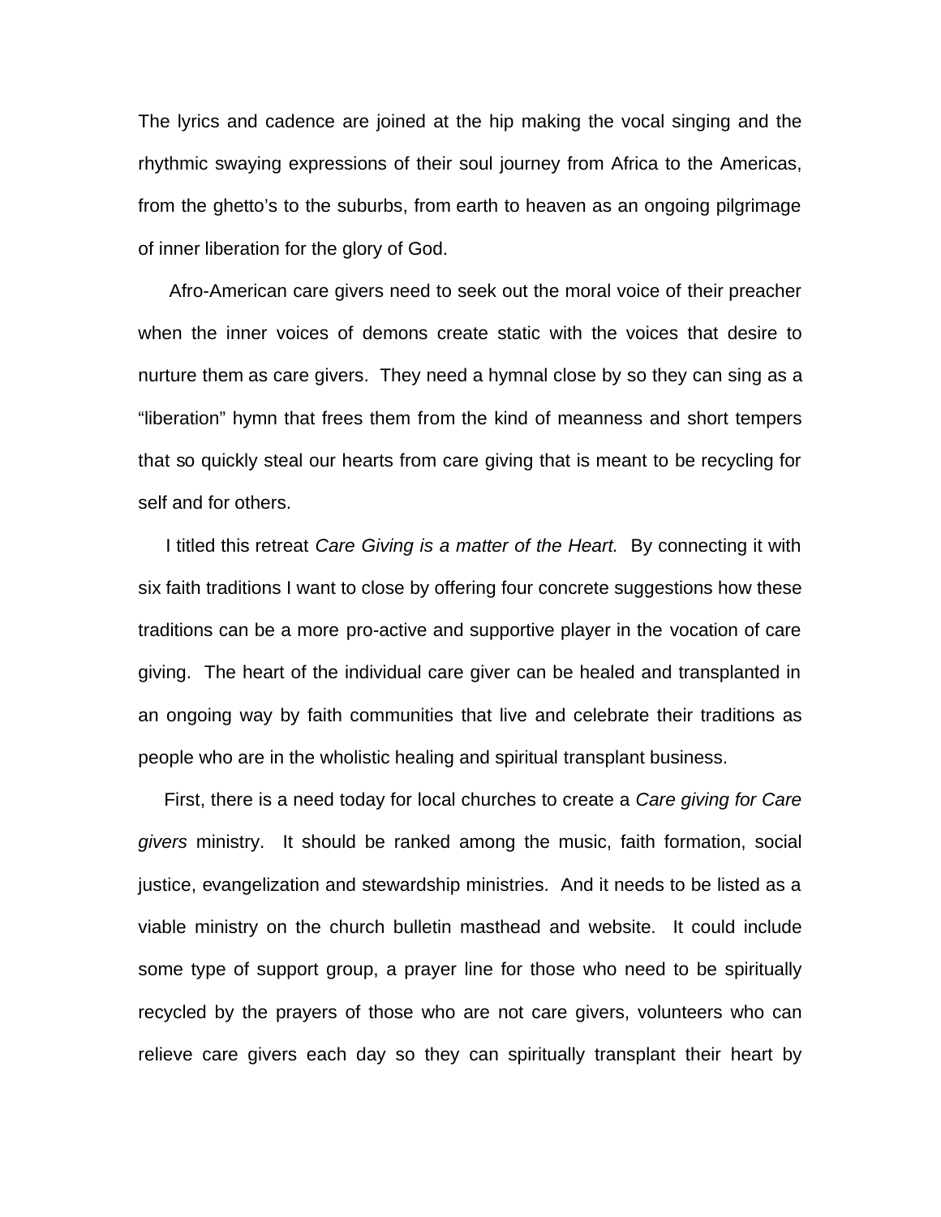The lyrics and cadence are joined at the hip making the vocal singing and the rhythmic swaying expressions of their soul journey from Africa to the Americas, from the ghetto's to the suburbs, from earth to heaven as an ongoing pilgrimage of inner liberation for the glory of God.

Afro-American care givers need to seek out the moral voice of their preacher when the inner voices of demons create static with the voices that desire to nurture them as care givers. They need a hymnal close by so they can sing as a "liberation" hymn that frees them from the kind of meanness and short tempers that so quickly steal our hearts from care giving that is meant to be recycling for self and for others.

I titled this retreat *Care Giving is a matter of the Heart.* By connecting it with six faith traditions I want to close by offering four concrete suggestions how these traditions can be a more pro-active and supportive player in the vocation of care giving. The heart of the individual care giver can be healed and transplanted in an ongoing way by faith communities that live and celebrate their traditions as people who are in the wholistic healing and spiritual transplant business.

First, there is a need today for local churches to create a *Care giving for Care givers* ministry. It should be ranked among the music, faith formation, social justice, evangelization and stewardship ministries. And it needs to be listed as a viable ministry on the church bulletin masthead and website. It could include some type of support group, a prayer line for those who need to be spiritually recycled by the prayers of those who are not care givers, volunteers who can relieve care givers each day so they can spiritually transplant their heart by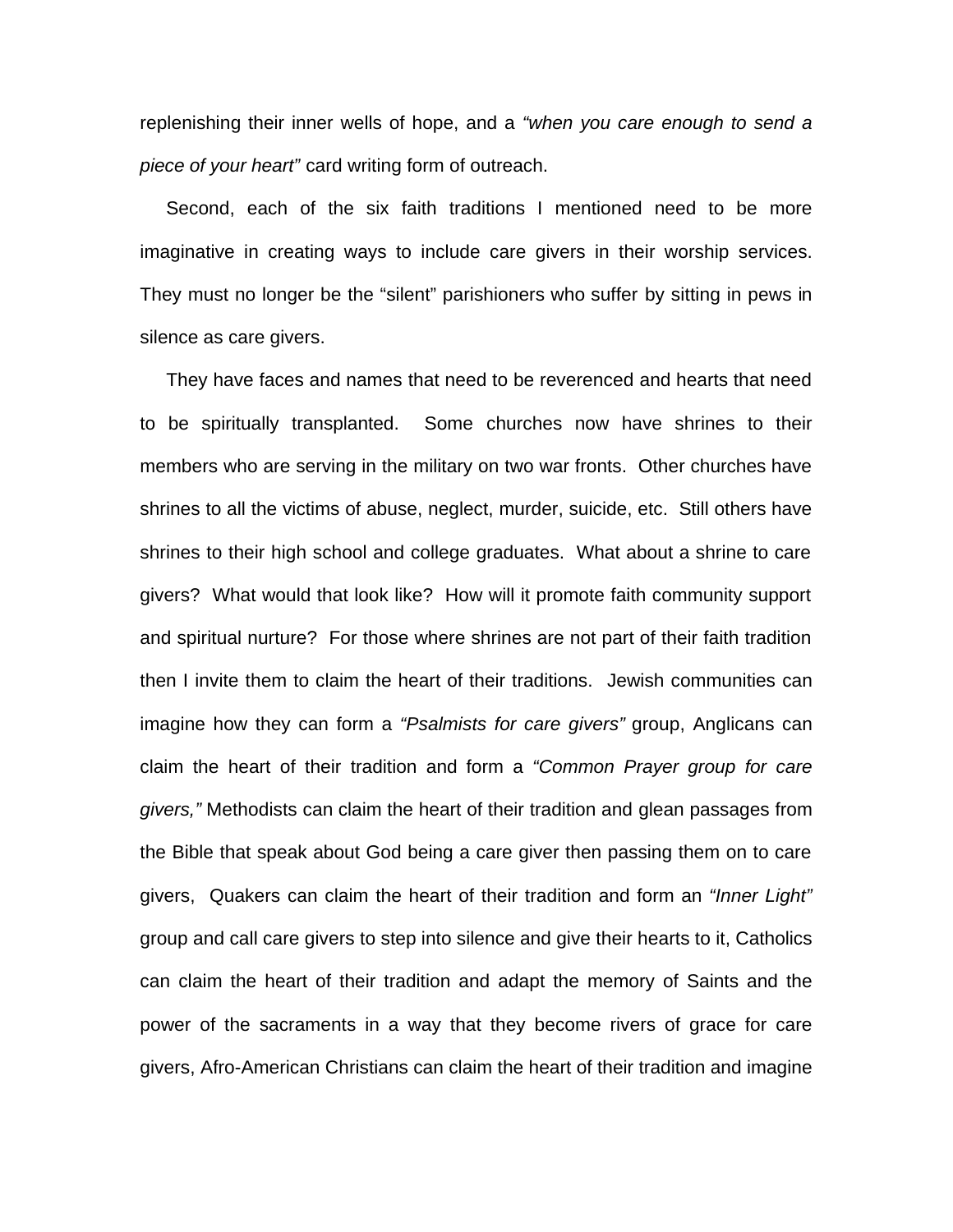replenishing their inner wells of hope, and a *“when you care enough to send a piece of your heart”* card writing form of outreach.

Second, each of the six faith traditions I mentioned need to be more imaginative in creating ways to include care givers in their worship services. They must no longer be the “silent” parishioners who suffer by sitting in pews in silence as care givers.

They have faces and names that need to be reverenced and hearts that need to be spiritually transplanted. Some churches now have shrines to their members who are serving in the military on two war fronts. Other churches have shrines to all the victims of abuse, neglect, murder, suicide, etc. Still others have shrines to their high school and college graduates. What about a shrine to care givers? What would that look like? How will it promote faith community support and spiritual nurture? For those where shrines are not part of their faith tradition then I invite them to claim the heart of their traditions. Jewish communities can imagine how they can form a *“Psalmists for care givers”* group, Anglicans can claim the heart of their tradition and form a *“Common Prayer group for care givers,”* Methodists can claim the heart of their tradition and glean passages from the Bible that speak about God being a care giver then passing them on to care givers, Quakers can claim the heart of their tradition and form an *“Inner Light”* group and call care givers to step into silence and give their hearts to it, Catholics can claim the heart of their tradition and adapt the memory of Saints and the power of the sacraments in a way that they become rivers of grace for care givers, Afro-American Christians can claim the heart of their tradition and imagine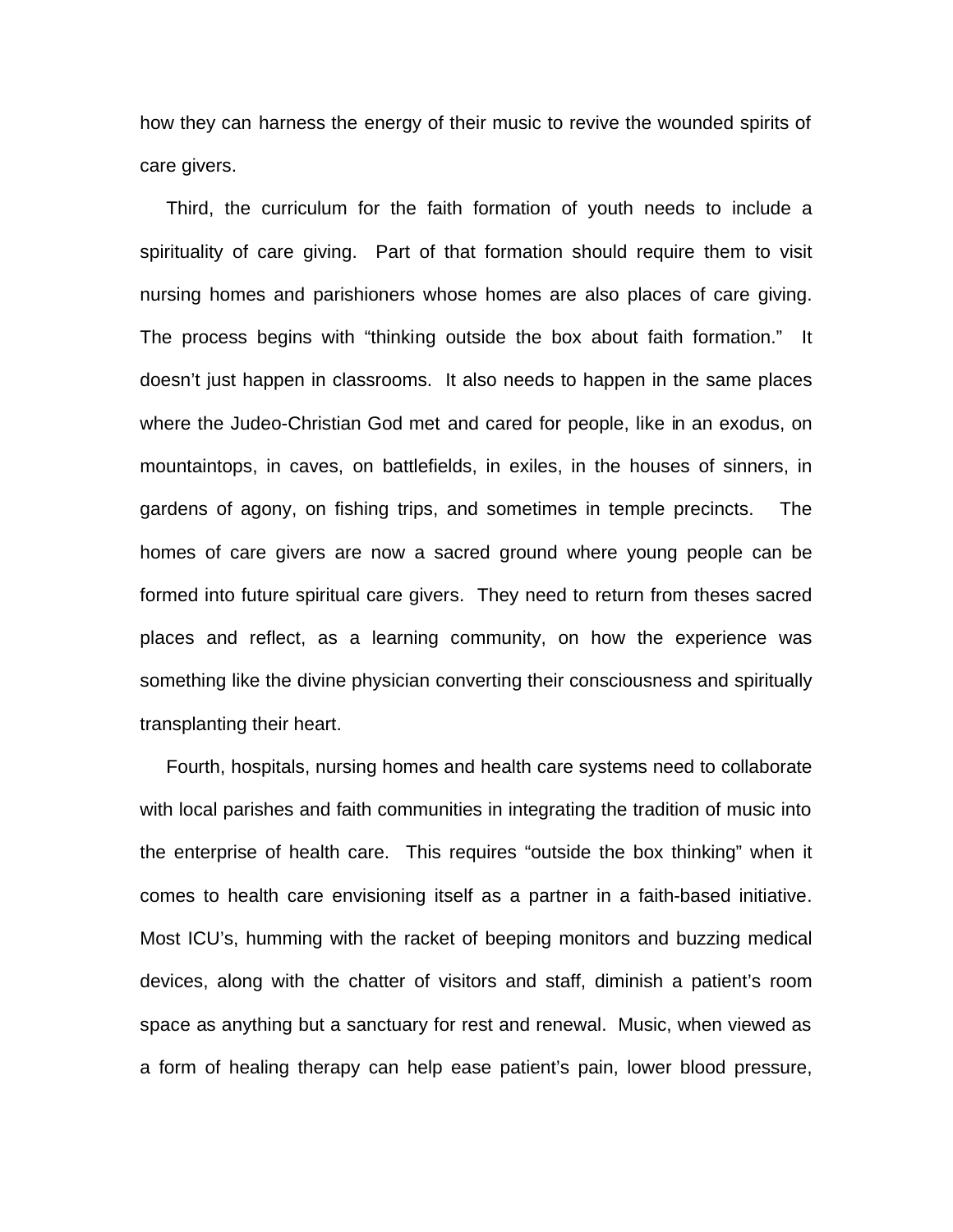how they can harness the energy of their music to revive the wounded spirits of care givers.

Third, the curriculum for the faith formation of youth needs to include a spirituality of care giving. Part of that formation should require them to visit nursing homes and parishioners whose homes are also places of care giving. The process begins with "thinking outside the box about faith formation." It doesn't just happen in classrooms. It also needs to happen in the same places where the Judeo-Christian God met and cared for people, like in an exodus, on mountaintops, in caves, on battlefields, in exiles, in the houses of sinners, in gardens of agony, on fishing trips, and sometimes in temple precincts. The homes of care givers are now a sacred ground where young people can be formed into future spiritual care givers. They need to return from theses sacred places and reflect, as a learning community, on how the experience was something like the divine physician converting their consciousness and spiritually transplanting their heart.

Fourth, hospitals, nursing homes and health care systems need to collaborate with local parishes and faith communities in integrating the tradition of music into the enterprise of health care. This requires "outside the box thinking" when it comes to health care envisioning itself as a partner in a faith-based initiative. Most ICU's, humming with the racket of beeping monitors and buzzing medical devices, along with the chatter of visitors and staff, diminish a patient's room space as anything but a sanctuary for rest and renewal. Music, when viewed as a form of healing therapy can help ease patient's pain, lower blood pressure,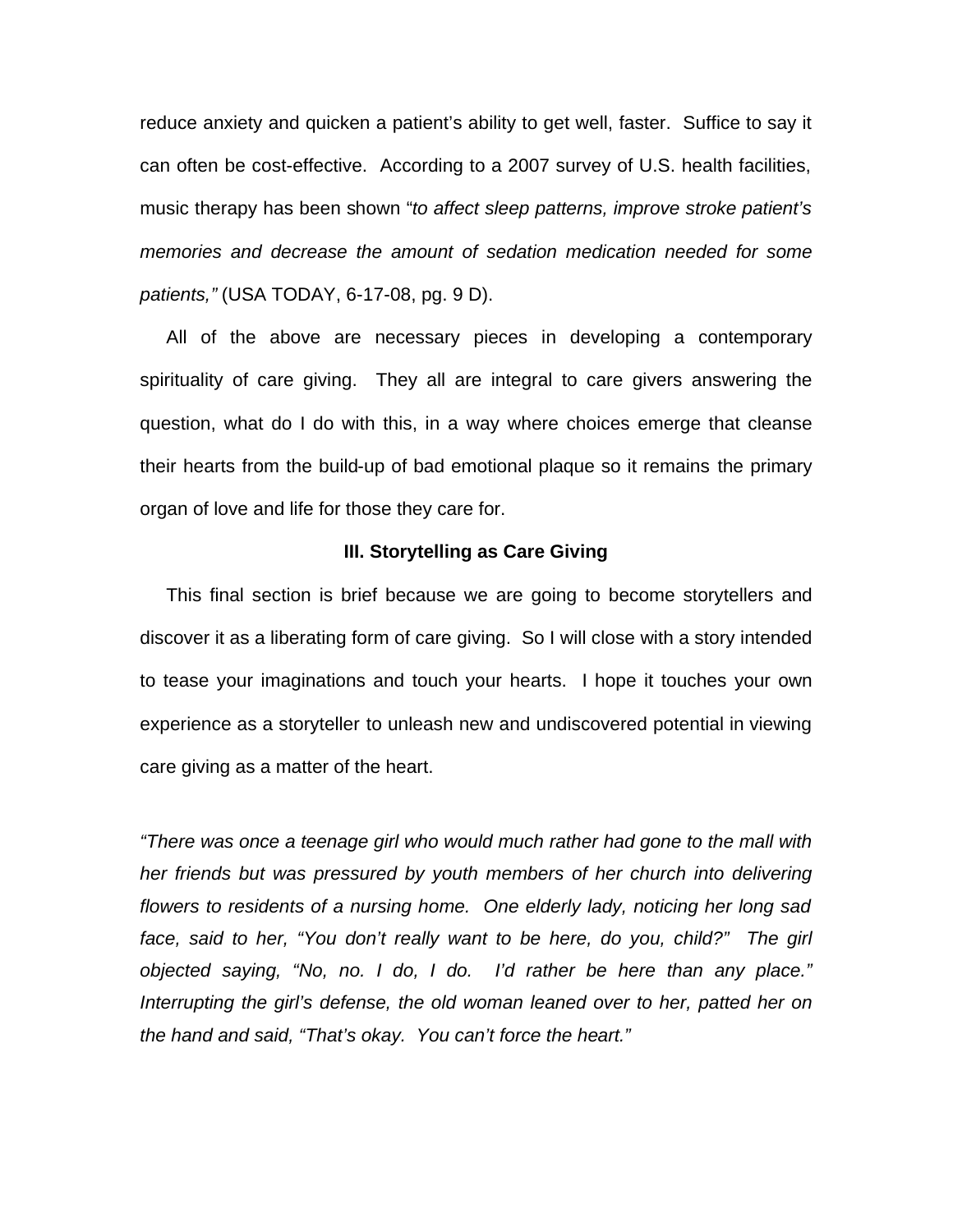reduce anxiety and quicken a patient's ability to get well, faster. Suffice to say it can often be cost-effective. According to a 2007 survey of U.S. health facilities, music therapy has been shown "*to affect sleep patterns, improve stroke patient's memories and decrease the amount of sedation medication needed for some patients,"* (USA TODAY, 6-17-08, pg. 9 D).

All of the above are necessary pieces in developing a contemporary spirituality of care giving. They all are integral to care givers answering the question, what do I do with this, in a way where choices emerge that cleanse their hearts from the build-up of bad emotional plaque so it remains the primary organ of love and life for those they care for.

### III. Storytelling as Care Giving

This final section is brief because we are going to become storytellers and discover it as a liberating form of care giving. So I will close with a story intended to tease your imaginations and touch your hearts. I hope it touches your own experience as a storyteller to unleash new and undiscovered potential in viewing care giving as a matter of the heart.

*"There was once a teenage girl who would much rather had gone to the mall with her friends but was pressured by youth members of her church into delivering flowers to residents of a nursing home. One elderly lady, noticing her long sad face, said to her, "You don't really want to be here, do you, child?" The girl objected saying, "No, no. I do, I do. I'd rather be here than any place." Interrupting the girl's defense, the old woman leaned over to her, patted her on the hand and said, "That's okay. You can't force the heart."*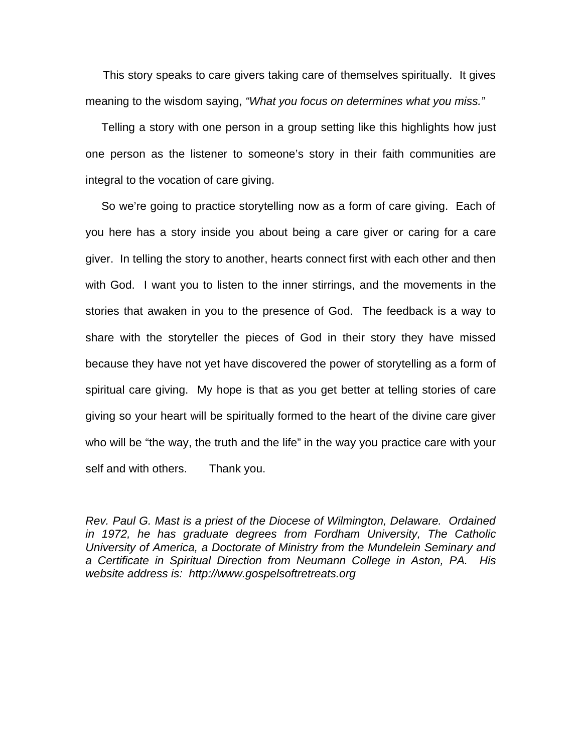This story speaks to care givers taking care of themselves spiritually. It gives meaning to the wisdom saying, *"What you focus on determines what you miss."*

Telling a story with one person in a group setting like this highlights how just one person as the listener to someone's story in their faith communities are integral to the vocation of care giving.

So we're going to practice storytelling now as a form of care giving. Each of you here has a story inside you about being a care giver or caring for a care giver. In telling the story to another, hearts connect first with each other and then with God. I want you to listen to the inner stirrings, and the movements in the stories that awaken in you to the presence of God. The feedback is a way to share with the storyteller the pieces of God in their story they have missed because they have not yet have discovered the power of storytelling as a form of spiritual care giving. My hope is that as you get better at telling stories of care giving so your heart will be spiritually formed to the heart of the divine care giver who will be "the way, the truth and the life" in the way you practice care with your self and with others. Thank you.

*Rev. Paul G. Mast is a priest of the Diocese of Wilmington, Delaware. Ordained in 1972, he has graduate degrees from Fordham University, The Catholic University of America, a Doctorate of Ministry from the Mundelein Seminary and a Certificate in Spiritual Direction from Neumann College in Aston, PA. His website address is: http://www.gospelsoftretreats.org*